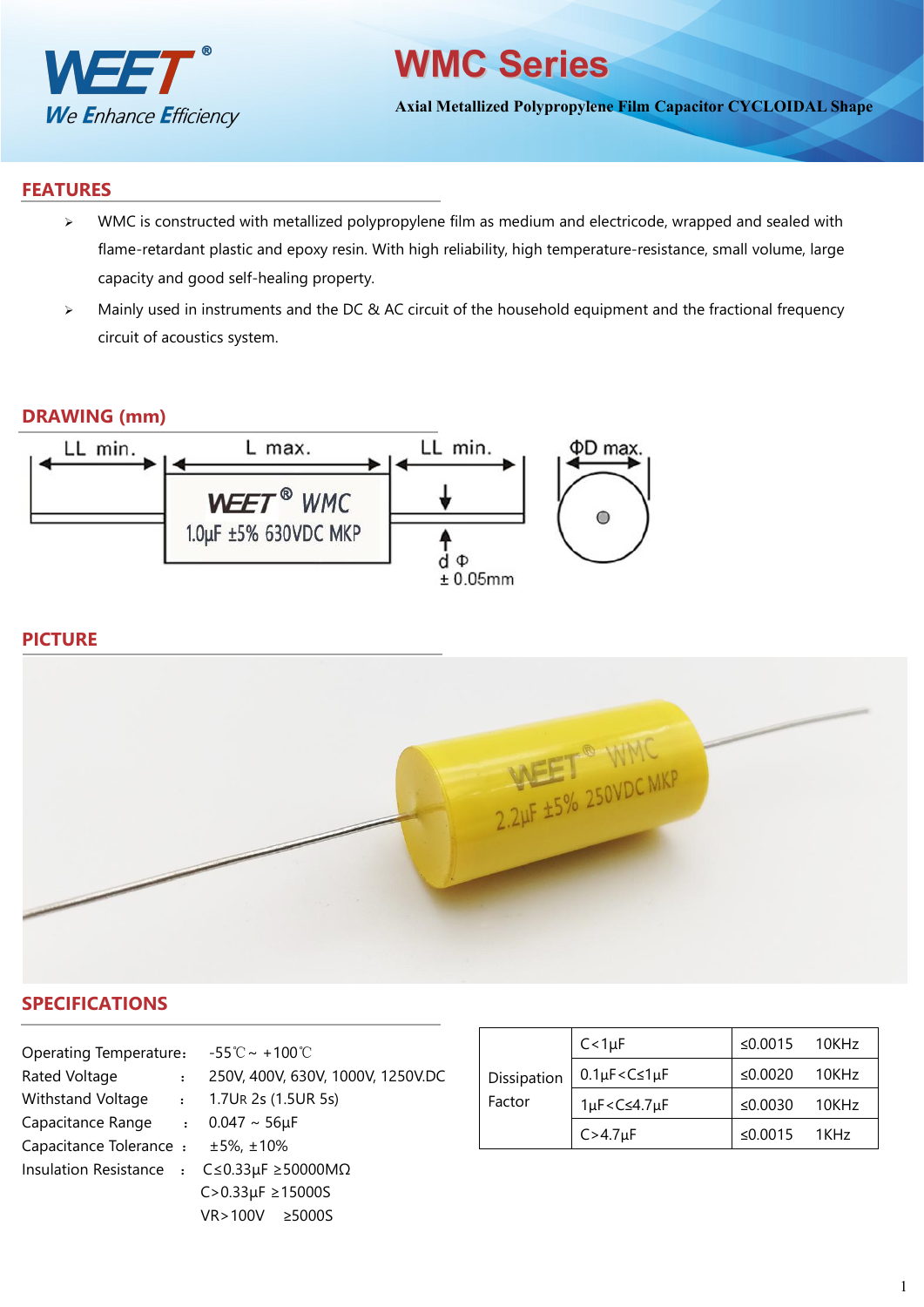# WMC Series

**Axial Metallized Polypropylene Film Capacitor CYCLOIDAL Shape**

## FEATURES

- WMC is constructed with metallized polypropylene film as medium and electricode, wrapped and sealed with flame-retardant plastic and epoxy resin. With high reliability, high temperature-resistance, small volume, large capacity and good self-healing property.
- Mainly used in instruments and the DC & AC circuit of the household equipment and the fractional frequency circuit of acoustics system.

## DRAWING (mm)

LL min. | L max. | LL min. | ΦD max.

WEET® WMC 1.0μF ±5% 630VDC MKP

d Φ ± 0.05mm

## PICTURE

## SPECIFICATIONS

Operating Temperature: -55℃ ~ +100℃

Rated Voltage : 250V, 400V, 630V, 1000V, 1250V.DC

Withstand Voltage : 1.7UR 2s (1.5UR 5s)

Capacitance Range : 0.047 ~ 56μF

Capacitance Tolerance : ±5%, ±10%

Insulation Resistance : C≤0.33μF ≥50000MΩ
C>0.33μF ≥15000S
VR>100V ≥5000S

| Dissipation Factor | C<1μF | ≤0.0015 | 10KHz |
|---|---|---|---|
| | 0.1μF<C≤1μF | ≤0.0020 | 10KHz |
| | 1μF<C≤4.7μF | ≤0.0030 | 10KHz |
| | C>4.7μF | ≤0.0015 | 1KHz |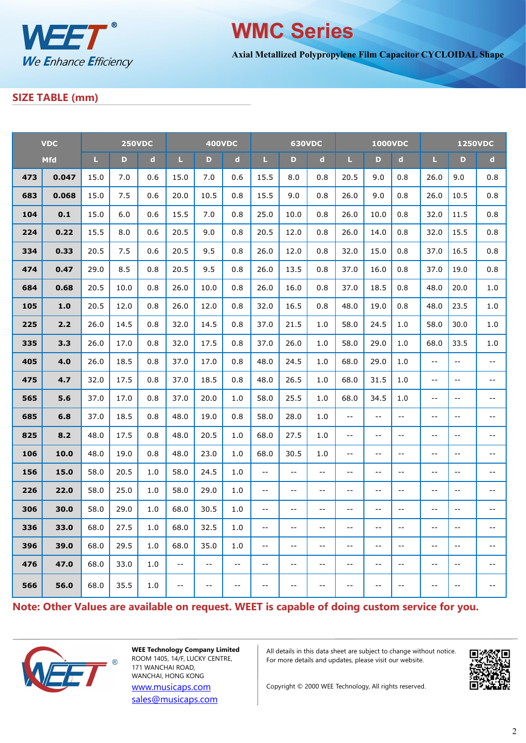WEET
We Enhance Efficiency

# WMC Series

**Axial Metallized Polypropylene Film Capacitor CYCLOIDAL Shape**

## SIZE TABLE (mm)

| VDC | | 250VDC | | | 400VDC | | | 630VDC | | | 1000VDC | | | 1250VDC | | |
|---|---|---|---|---|---|---|---|---|---|---|---|---|---|---|---|---|
| Mfd | | L | D | d | L | D | d | L | D | d | L | D | d | L | D | d |
| **473** | **0.047** | 15.0 | 7.0 | 0.6 | 15.0 | 7.0 | 0.6 | 15.5 | 8.0 | 0.8 | 20.5 | 9.0 | 0.8 | 26.0 | 9.0 | 0.8 |
| **683** | **0.068** | 15.0 | 7.5 | 0.6 | 20.0 | 10.5 | 0.8 | 15.5 | 9.0 | 0.8 | 26.0 | 9.0 | 0.8 | 26.0 | 10.5 | 0.8 |
| **104** | **0.1** | 15.0 | 6.0 | 0.6 | 15.5 | 7.0 | 0.8 | 25.0 | 10.0 | 0.8 | 26.0 | 10.0 | 0.8 | 32.0 | 11.5 | 0.8 |
| **224** | **0.22** | 15.5 | 8.0 | 0.6 | 20.5 | 9.0 | 0.8 | 20.5 | 12.0 | 0.8 | 26.0 | 14.0 | 0.8 | 32.0 | 15.5 | 0.8 |
| **334** | **0.33** | 20.5 | 7.5 | 0.6 | 20.5 | 9.5 | 0.8 | 26.0 | 12.0 | 0.8 | 32.0 | 15.0 | 0.8 | 37.0 | 16.5 | 0.8 |
| **474** | **0.47** | 29.0 | 8.5 | 0.8 | 20.5 | 9.5 | 0.8 | 26.0 | 13.5 | 0.8 | 37.0 | 16.0 | 0.8 | 37.0 | 19.0 | 0.8 |
| **684** | **0.68** | 20.5 | 10.0 | 0.8 | 26.0 | 10.0 | 0.8 | 26.0 | 16.0 | 0.8 | 37.0 | 18.5 | 0.8 | 48.0 | 20.0 | 1.0 |
| **105** | **1.0** | 20.5 | 12.0 | 0.8 | 26.0 | 12.0 | 0.8 | 32.0 | 16.5 | 0.8 | 48.0 | 19.0 | 0.8 | 48.0 | 23.5 | 1.0 |
| **225** | **2.2** | 26.0 | 14.5 | 0.8 | 32.0 | 14.5 | 0.8 | 37.0 | 21.5 | 1.0 | 58.0 | 24.5 | 1.0 | 58.0 | 30.0 | 1.0 |
| **335** | **3.3** | 26.0 | 17.0 | 0.8 | 32.0 | 17.5 | 0.8 | 37.0 | 26.0 | 1.0 | 58.0 | 29.0 | 1.0 | 68.0 | 33.5 | 1.0 |
| **405** | **4.0** | 26.0 | 18.5 | 0.8 | 37.0 | 17.0 | 0.8 | 48.0 | 24.5 | 1.0 | 68.0 | 29.0 | 1.0 | -- | -- | -- |
| **475** | **4.7** | 32.0 | 17.5 | 0.8 | 37.0 | 18.5 | 0.8 | 48.0 | 26.5 | 1.0 | 68.0 | 31.5 | 1.0 | -- | -- | -- |
| **565** | **5.6** | 37.0 | 17.0 | 0.8 | 37.0 | 20.0 | 1.0 | 58.0 | 25.5 | 1.0 | 68.0 | 34.5 | 1.0 | -- | -- | -- |
| **685** | **6.8** | 37.0 | 18.5 | 0.8 | 48.0 | 19.0 | 0.8 | 58.0 | 28.0 | 1.0 | -- | -- | -- | -- | -- | -- |
| **825** | **8.2** | 48.0 | 17.5 | 0.8 | 48.0 | 20.5 | 1.0 | 68.0 | 27.5 | 1.0 | -- | -- | -- | -- | -- | -- |
| **106** | **10.0** | 48.0 | 19.0 | 0.8 | 48.0 | 23.0 | 1.0 | 68.0 | 30.5 | 1.0 | -- | -- | -- | -- | -- | -- |
| **156** | **15.0** | 58.0 | 20.5 | 1.0 | 58.0 | 24.5 | 1.0 | -- | -- | -- | -- | -- | -- | -- | -- | -- |
| **226** | **22.0** | 58.0 | 25.0 | 1.0 | 58.0 | 29.0 | 1.0 | -- | -- | -- | -- | -- | -- | -- | -- | -- |
| **306** | **30.0** | 58.0 | 29.0 | 1.0 | 68.0 | 30.5 | 1.0 | -- | -- | -- | -- | -- | -- | -- | -- | -- |
| **336** | **33.0** | 68.0 | 27.5 | 1.0 | 68.0 | 32.5 | 1.0 | -- | -- | -- | -- | -- | -- | -- | -- | -- |
| **396** | **39.0** | 68.0 | 29.5 | 1.0 | 68.0 | 35.0 | 1.0 | -- | -- | -- | -- | -- | -- | -- | -- | -- |
| **476** | **47.0** | 68.0 | 33.0 | 1.0 | -- | -- | -- | -- | -- | -- | -- | -- | -- | -- | -- | -- |
| **566** | **56.0** | 68.0 | 35.5 | 1.0 | -- | -- | -- | -- | -- | -- | -- | -- | -- | -- | -- | -- |

**Note: Other Values are available on request. WEET is capable of doing custom service for you.**

**WEE Technology Company Limited**
ROOM 1405, 14/F, LUCKY CENTRE,
171 WANCHAI ROAD,
WANCHAI, HONG KONG
www.musicaps.com
sales@musicaps.com

All details in this data sheet are subject to change without notice.
For more details and updates, please visit our website.

Copyright © 2000 WEE Technology, All rights reserved.